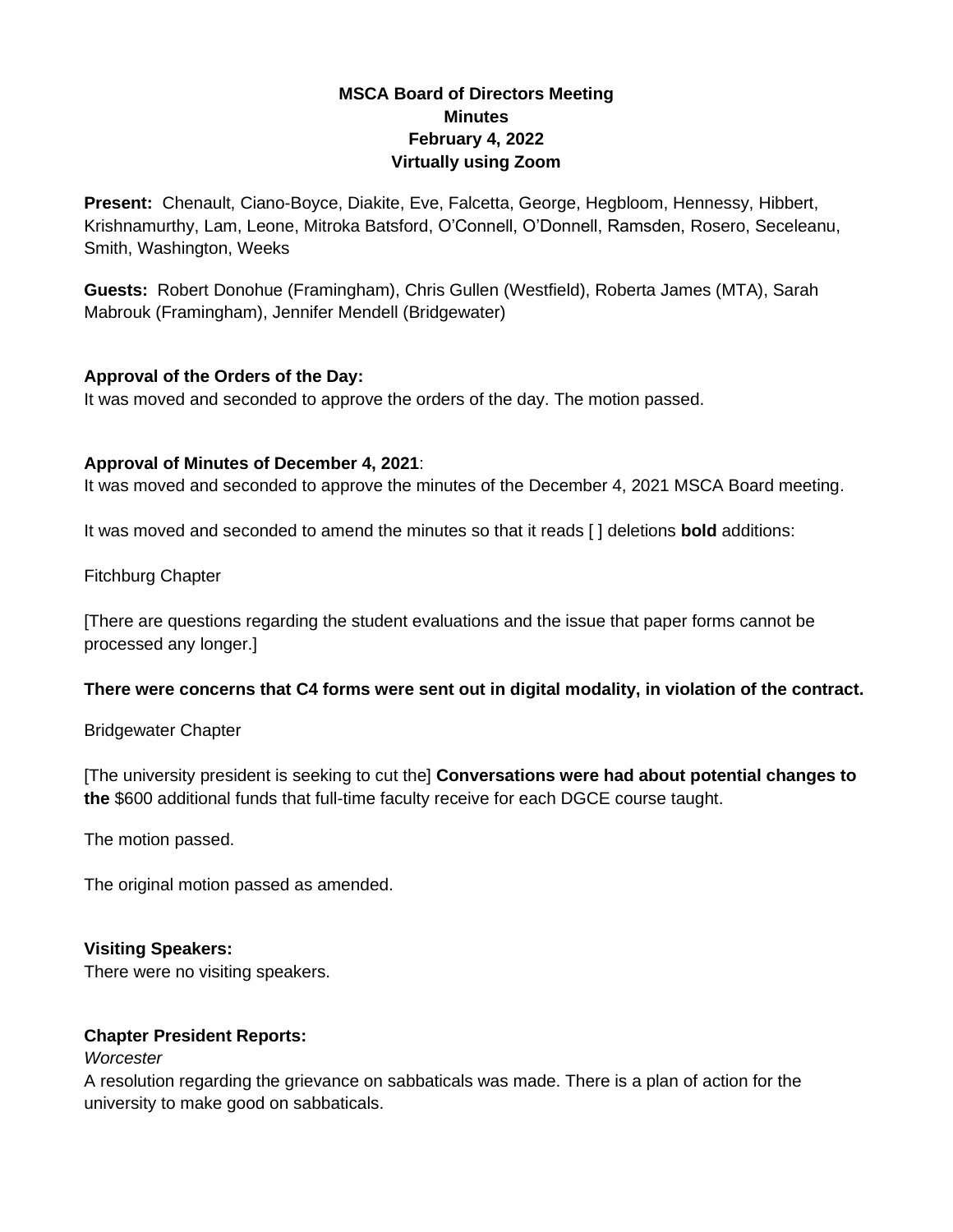**MSCA Board of Directors Meeting**
**Minutes**
**February 4, 2022**
**Virtually using Zoom**

**Present:** Chenault, Ciano-Boyce, Diakite, Eve, Falcetta, George, Hegbloom, Hennessy, Hibbert, Krishnamurthy, Lam, Leone, Mitroka Batsford, O'Connell, O'Donnell, Ramsden, Rosero, Seceleanu, Smith, Washington, Weeks

**Guests:** Robert Donohue (Framingham), Chris Gullen (Westfield), Roberta James (MTA), Sarah Mabrouk (Framingham), Jennifer Mendell (Bridgewater)

**Approval of the Orders of the Day:**
It was moved and seconded to approve the orders of the day. The motion passed.

**Approval of Minutes of December 4, 2021**:
It was moved and seconded to approve the minutes of the December 4, 2021 MSCA Board meeting.

It was moved and seconded to amend the minutes so that it reads [ ] deletions **bold** additions:

Fitchburg Chapter

[There are questions regarding the student evaluations and the issue that paper forms cannot be processed any longer.]

**There were concerns that C4 forms were sent out in digital modality, in violation of the contract.**

Bridgewater Chapter

[The university president is seeking to cut the] **Conversations were had about potential changes to the** $600 additional funds that full-time faculty receive for each DGCE course taught.

The motion passed.

The original motion passed as amended.

**Visiting Speakers:**
There were no visiting speakers.

**Chapter President Reports:**
*Worcester*
A resolution regarding the grievance on sabbaticals was made. There is a plan of action for the university to make good on sabbaticals.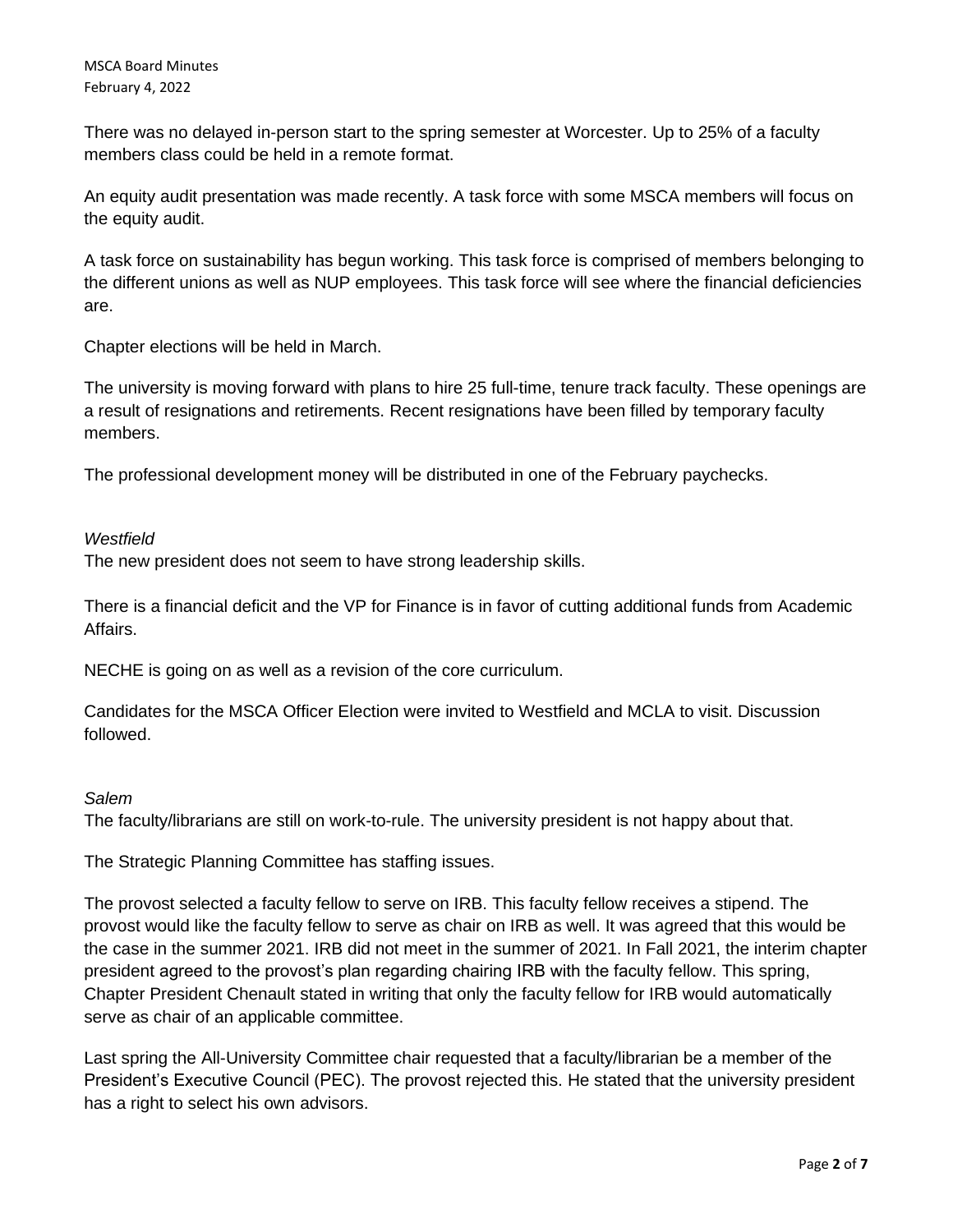There was no delayed in-person start to the spring semester at Worcester. Up to 25% of a faculty members class could be held in a remote format.

An equity audit presentation was made recently. A task force with some MSCA members will focus on the equity audit.

A task force on sustainability has begun working. This task force is comprised of members belonging to the different unions as well as NUP employees. This task force will see where the financial deficiencies are.

Chapter elections will be held in March.

The university is moving forward with plans to hire 25 full-time, tenure track faculty. These openings are a result of resignations and retirements. Recent resignations have been filled by temporary faculty members.

The professional development money will be distributed in one of the February paychecks.

*Westfield*

The new president does not seem to have strong leadership skills.

There is a financial deficit and the VP for Finance is in favor of cutting additional funds from Academic Affairs.

NECHE is going on as well as a revision of the core curriculum.

Candidates for the MSCA Officer Election were invited to Westfield and MCLA to visit. Discussion followed.

*Salem*

The faculty/librarians are still on work-to-rule. The university president is not happy about that.

The Strategic Planning Committee has staffing issues.

The provost selected a faculty fellow to serve on IRB. This faculty fellow receives a stipend. The provost would like the faculty fellow to serve as chair on IRB as well. It was agreed that this would be the case in the summer 2021. IRB did not meet in the summer of 2021. In Fall 2021, the interim chapter president agreed to the provost's plan regarding chairing IRB with the faculty fellow. This spring, Chapter President Chenault stated in writing that only the faculty fellow for IRB would automatically serve as chair of an applicable committee.

Last spring the All-University Committee chair requested that a faculty/librarian be a member of the President's Executive Council (PEC). The provost rejected this. He stated that the university president has a right to select his own advisors.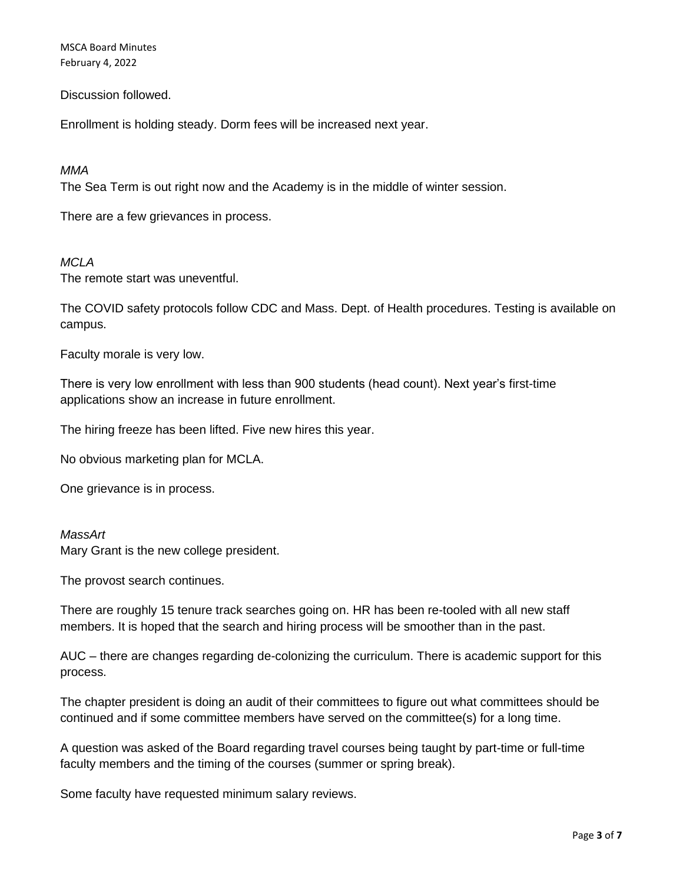Discussion followed.

Enrollment is holding steady. Dorm fees will be increased next year.

*MMA*

The Sea Term is out right now and the Academy is in the middle of winter session.

There are a few grievances in process.

*MCLA*

The remote start was uneventful.

The COVID safety protocols follow CDC and Mass. Dept. of Health procedures. Testing is available on campus.

Faculty morale is very low.

There is very low enrollment with less than 900 students (head count). Next year's first-time applications show an increase in future enrollment.

The hiring freeze has been lifted. Five new hires this year.

No obvious marketing plan for MCLA.

One grievance is in process.

*MassArt*

Mary Grant is the new college president.

The provost search continues.

There are roughly 15 tenure track searches going on. HR has been re-tooled with all new staff members. It is hoped that the search and hiring process will be smoother than in the past.

AUC – there are changes regarding de-colonizing the curriculum. There is academic support for this process.

The chapter president is doing an audit of their committees to figure out what committees should be continued and if some committee members have served on the committee(s) for a long time.

A question was asked of the Board regarding travel courses being taught by part-time or full-time faculty members and the timing of the courses (summer or spring break).

Some faculty have requested minimum salary reviews.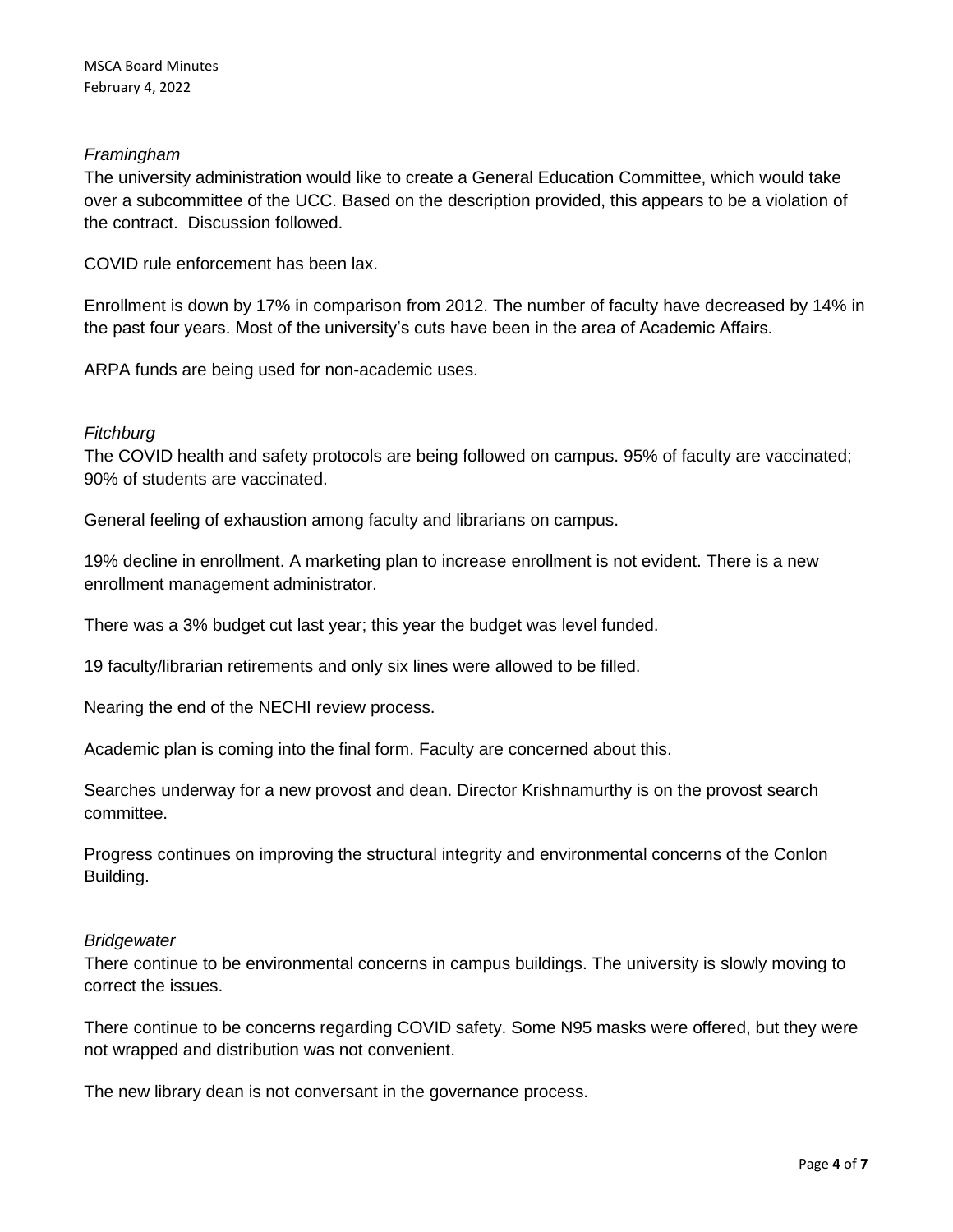*Framingham*

The university administration would like to create a General Education Committee, which would take over a subcommittee of the UCC. Based on the description provided, this appears to be a violation of the contract. Discussion followed.

COVID rule enforcement has been lax.

Enrollment is down by 17% in comparison from 2012. The number of faculty have decreased by 14% in the past four years. Most of the university's cuts have been in the area of Academic Affairs.

ARPA funds are being used for non-academic uses.

*Fitchburg*

The COVID health and safety protocols are being followed on campus. 95% of faculty are vaccinated; 90% of students are vaccinated.

General feeling of exhaustion among faculty and librarians on campus.

19% decline in enrollment. A marketing plan to increase enrollment is not evident. There is a new enrollment management administrator.

There was a 3% budget cut last year; this year the budget was level funded.

19 faculty/librarian retirements and only six lines were allowed to be filled.

Nearing the end of the NECHI review process.

Academic plan is coming into the final form. Faculty are concerned about this.

Searches underway for a new provost and dean. Director Krishnamurthy is on the provost search committee.

Progress continues on improving the structural integrity and environmental concerns of the Conlon Building.

*Bridgewater*

There continue to be environmental concerns in campus buildings. The university is slowly moving to correct the issues.

There continue to be concerns regarding COVID safety. Some N95 masks were offered, but they were not wrapped and distribution was not convenient.

The new library dean is not conversant in the governance process.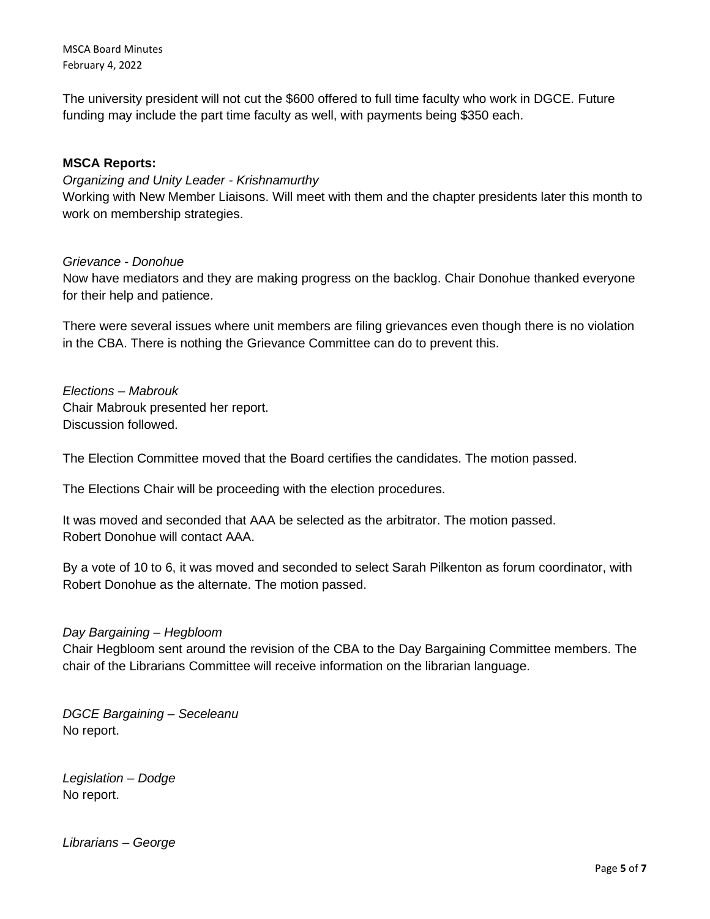The university president will not cut the $600 offered to full time faculty who work in DGCE. Future funding may include the part time faculty as well, with payments being $350 each.

**MSCA Reports:**

*Organizing and Unity Leader - Krishnamurthy*

Working with New Member Liaisons. Will meet with them and the chapter presidents later this month to work on membership strategies.

*Grievance - Donohue*

Now have mediators and they are making progress on the backlog. Chair Donohue thanked everyone for their help and patience.

There were several issues where unit members are filing grievances even though there is no violation in the CBA. There is nothing the Grievance Committee can do to prevent this.

*Elections – Mabrouk*

Chair Mabrouk presented her report.
Discussion followed.

The Election Committee moved that the Board certifies the candidates. The motion passed.

The Elections Chair will be proceeding with the election procedures.

It was moved and seconded that AAA be selected as the arbitrator. The motion passed.
Robert Donohue will contact AAA.

By a vote of 10 to 6, it was moved and seconded to select Sarah Pilkenton as forum coordinator, with Robert Donohue as the alternate. The motion passed.

*Day Bargaining – Hegbloom*

Chair Hegbloom sent around the revision of the CBA to the Day Bargaining Committee members. The chair of the Librarians Committee will receive information on the librarian language.

*DGCE Bargaining – Seceleanu*

No report.

*Legislation – Dodge*

No report.

*Librarians – George*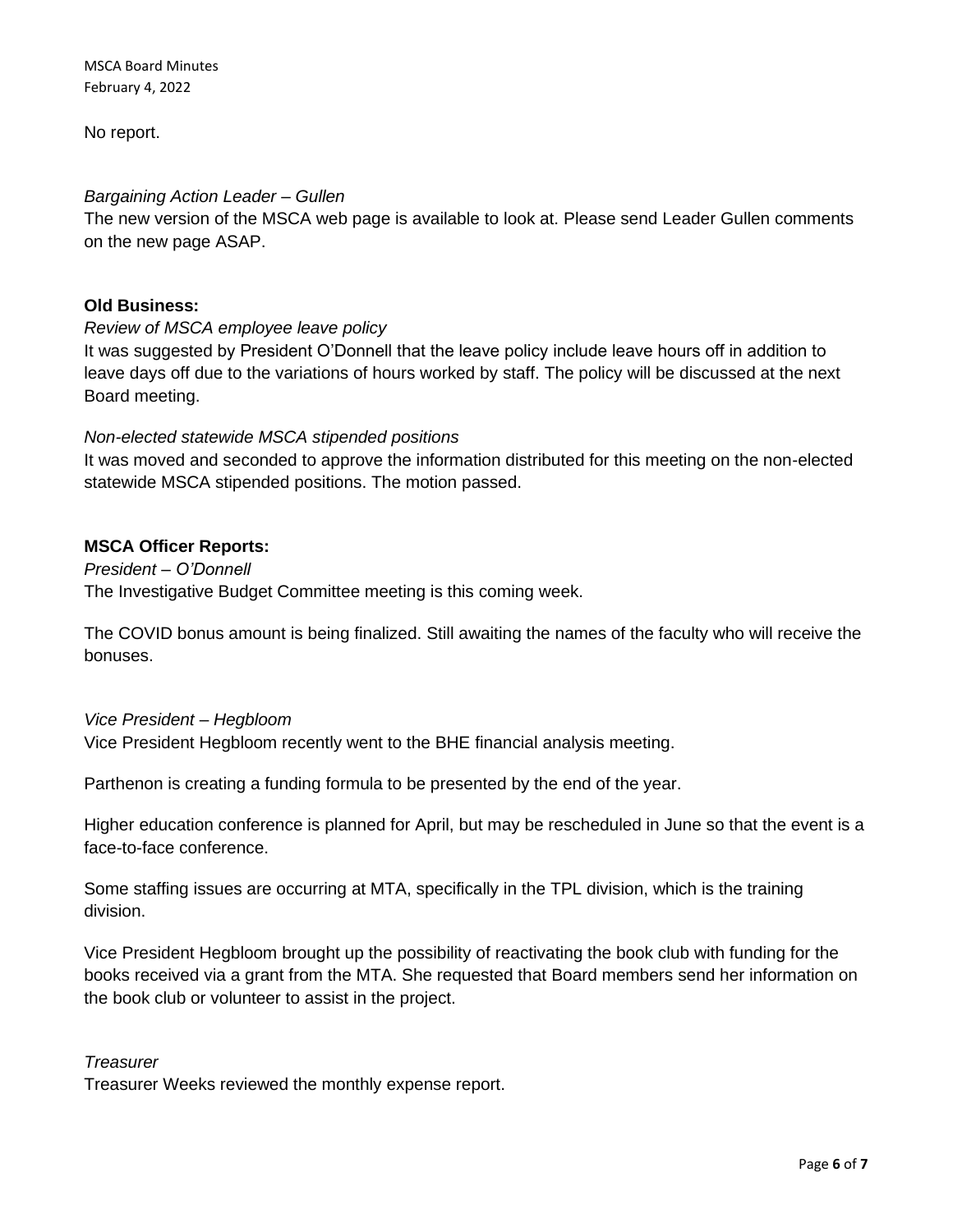No report.

*Bargaining Action Leader – Gullen*

The new version of the MSCA web page is available to look at. Please send Leader Gullen comments on the new page ASAP.

**Old Business:**

*Review of MSCA employee leave policy*

It was suggested by President O'Donnell that the leave policy include leave hours off in addition to leave days off due to the variations of hours worked by staff. The policy will be discussed at the next Board meeting.

*Non-elected statewide MSCA stipended positions*

It was moved and seconded to approve the information distributed for this meeting on the non-elected statewide MSCA stipended positions. The motion passed.

**MSCA Officer Reports:**

*President – O'Donnell*

The Investigative Budget Committee meeting is this coming week.

The COVID bonus amount is being finalized. Still awaiting the names of the faculty who will receive the bonuses.

*Vice President – Hegbloom*

Vice President Hegbloom recently went to the BHE financial analysis meeting.

Parthenon is creating a funding formula to be presented by the end of the year.

Higher education conference is planned for April, but may be rescheduled in June so that the event is a face-to-face conference.

Some staffing issues are occurring at MTA, specifically in the TPL division, which is the training division.

Vice President Hegbloom brought up the possibility of reactivating the book club with funding for the books received via a grant from the MTA. She requested that Board members send her information on the book club or volunteer to assist in the project.

*Treasurer*

Treasurer Weeks reviewed the monthly expense report.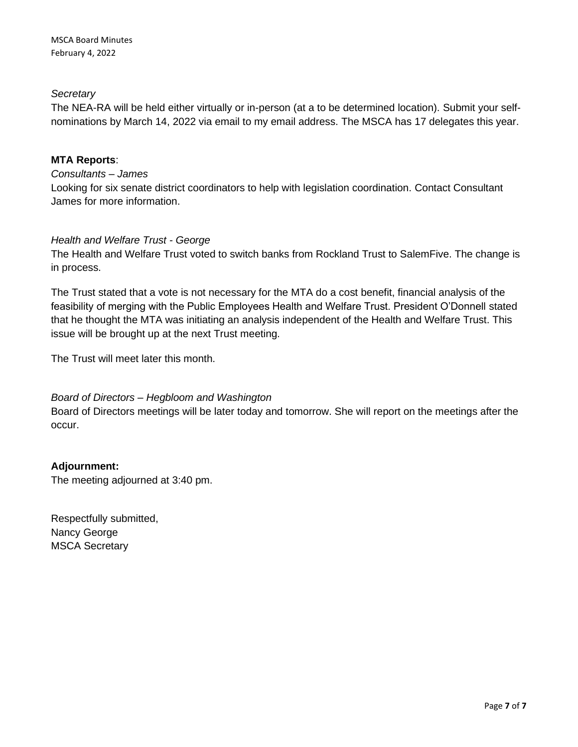*Secretary*
The NEA-RA will be held either virtually or in-person (at a to be determined location). Submit your self-nominations by March 14, 2022 via email to my email address. The MSCA has 17 delegates this year.

**MTA Reports**:

*Consultants – James*
Looking for six senate district coordinators to help with legislation coordination. Contact Consultant James for more information.

*Health and Welfare Trust - George*
The Health and Welfare Trust voted to switch banks from Rockland Trust to SalemFive. The change is in process.

The Trust stated that a vote is not necessary for the MTA do a cost benefit, financial analysis of the feasibility of merging with the Public Employees Health and Welfare Trust. President O'Donnell stated that he thought the MTA was initiating an analysis independent of the Health and Welfare Trust. This issue will be brought up at the next Trust meeting.

The Trust will meet later this month.

*Board of Directors – Hegbloom and Washington*
Board of Directors meetings will be later today and tomorrow. She will report on the meetings after the occur.

**Adjournment:**
The meeting adjourned at 3:40 pm.

Respectfully submitted,
Nancy George
MSCA Secretary